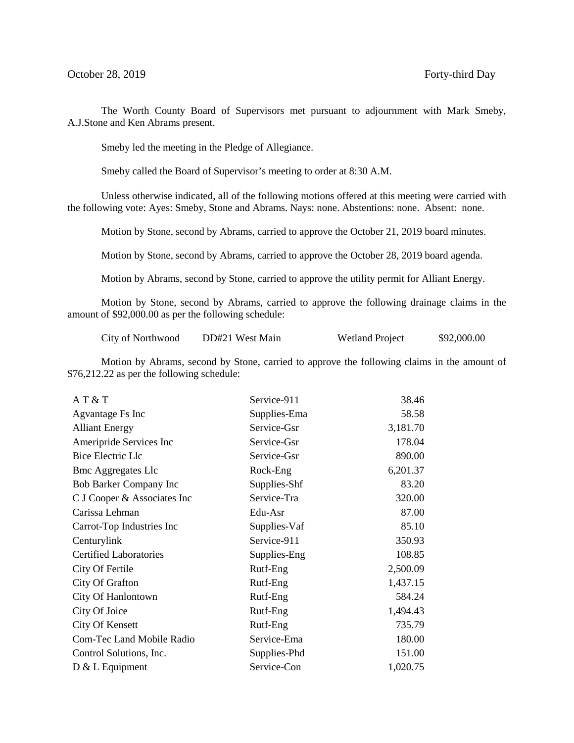October 28, 2019 Forty-third Day

The Worth County Board of Supervisors met pursuant to adjournment with Mark Smeby, A.J.Stone and Ken Abrams present.

Smeby led the meeting in the Pledge of Allegiance.

Smeby called the Board of Supervisor's meeting to order at 8:30 A.M.

Unless otherwise indicated, all of the following motions offered at this meeting were carried with the following vote: Ayes: Smeby, Stone and Abrams. Nays: none. Abstentions: none. Absent: none.

Motion by Stone, second by Abrams, carried to approve the October 21, 2019 board minutes.

Motion by Stone, second by Abrams, carried to approve the October 28, 2019 board agenda.

Motion by Abrams, second by Stone, carried to approve the utility permit for Alliant Energy.

Motion by Stone, second by Abrams, carried to approve the following drainage claims in the amount of $92,000.00 as per the following schedule:

| | | | |
|---|---|---|---|
| City of Northwood | DD#21 West Main | Wetland Project | $92,000.00 |

Motion by Abrams, second by Stone, carried to approve the following claims in the amount of $76,212.22 as per the following schedule:

| | | |
|---|---|---|
| A T & T | Service-911 | 38.46 |
| Agvantage Fs Inc | Supplies-Ema | 58.58 |
| Alliant Energy | Service-Gsr | 3,181.70 |
| Ameripride Services Inc | Service-Gsr | 178.04 |
| Bice Electric Llc | Service-Gsr | 890.00 |
| Bmc Aggregates Llc | Rock-Eng | 6,201.37 |
| Bob Barker Company Inc | Supplies-Shf | 83.20 |
| C J Cooper & Associates Inc | Service-Tra | 320.00 |
| Carissa Lehman | Edu-Asr | 87.00 |
| Carrot-Top Industries Inc | Supplies-Vaf | 85.10 |
| Centurylink | Service-911 | 350.93 |
| Certified Laboratories | Supplies-Eng | 108.85 |
| City Of Fertile | Rutf-Eng | 2,500.09 |
| City Of Grafton | Rutf-Eng | 1,437.15 |
| City Of Hanlontown | Rutf-Eng | 584.24 |
| City Of Joice | Rutf-Eng | 1,494.43 |
| City Of Kensett | Rutf-Eng | 735.79 |
| Com-Tec Land Mobile Radio | Service-Ema | 180.00 |
| Control Solutions, Inc. | Supplies-Phd | 151.00 |
| D & L Equipment | Service-Con | 1,020.75 |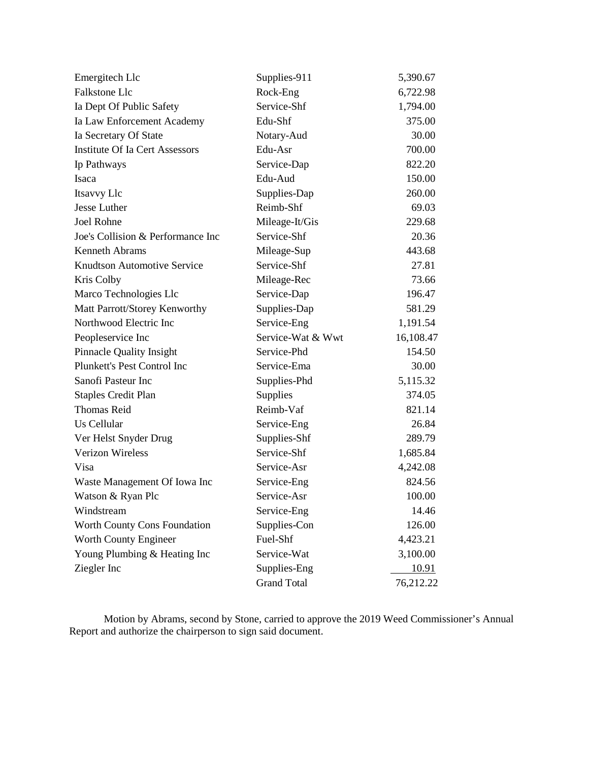| | | |
|---|---|---|
| Emergitech Llc | Supplies-911 | 5,390.67 |
| Falkstone Llc | Rock-Eng | 6,722.98 |
| Ia Dept Of Public Safety | Service-Shf | 1,794.00 |
| Ia Law Enforcement Academy | Edu-Shf | 375.00 |
| Ia Secretary Of State | Notary-Aud | 30.00 |
| Institute Of Ia Cert Assessors | Edu-Asr | 700.00 |
| Ip Pathways | Service-Dap | 822.20 |
| Isaca | Edu-Aud | 150.00 |
| Itsavvy Llc | Supplies-Dap | 260.00 |
| Jesse Luther | Reimb-Shf | 69.03 |
| Joel Rohne | Mileage-It/Gis | 229.68 |
| Joe's Collision & Performance Inc | Service-Shf | 20.36 |
| Kenneth Abrams | Mileage-Sup | 443.68 |
| Knudtson Automotive Service | Service-Shf | 27.81 |
| Kris Colby | Mileage-Rec | 73.66 |
| Marco Technologies Llc | Service-Dap | 196.47 |
| Matt Parrott/Storey Kenworthy | Supplies-Dap | 581.29 |
| Northwood Electric Inc | Service-Eng | 1,191.54 |
| Peopleservice Inc | Service-Wat & Wwt | 16,108.47 |
| Pinnacle Quality Insight | Service-Phd | 154.50 |
| Plunkett's Pest Control Inc | Service-Ema | 30.00 |
| Sanofi Pasteur Inc | Supplies-Phd | 5,115.32 |
| Staples Credit Plan | Supplies | 374.05 |
| Thomas Reid | Reimb-Vaf | 821.14 |
| Us Cellular | Service-Eng | 26.84 |
| Ver Helst Snyder Drug | Supplies-Shf | 289.79 |
| Verizon Wireless | Service-Shf | 1,685.84 |
| Visa | Service-Asr | 4,242.08 |
| Waste Management Of Iowa Inc | Service-Eng | 824.56 |
| Watson & Ryan Plc | Service-Asr | 100.00 |
| Windstream | Service-Eng | 14.46 |
| Worth County Cons Foundation | Supplies-Con | 126.00 |
| Worth County Engineer | Fuel-Shf | 4,423.21 |
| Young Plumbing & Heating Inc | Service-Wat | 3,100.00 |
| Ziegler Inc | Supplies-Eng | 10.91 |
| | Grand Total | 76,212.22 |

Motion by Abrams, second by Stone, carried to approve the 2019 Weed Commissioner's Annual Report and authorize the chairperson to sign said document.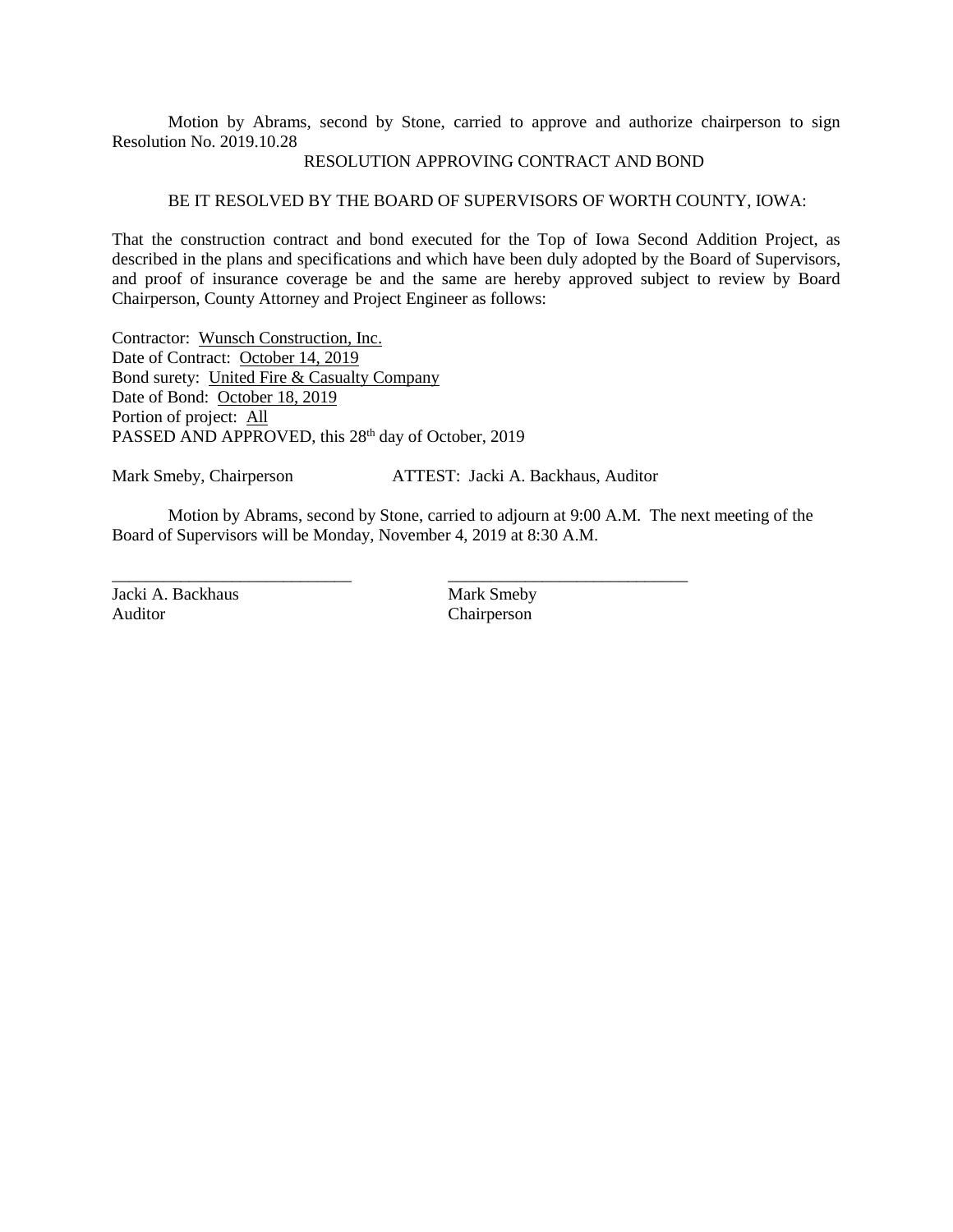Motion by Abrams, second by Stone, carried to approve and authorize chairperson to sign Resolution No. 2019.10.28

RESOLUTION APPROVING CONTRACT AND BOND

BE IT RESOLVED BY THE BOARD OF SUPERVISORS OF WORTH COUNTY, IOWA:

That the construction contract and bond executed for the Top of Iowa Second Addition Project, as described in the plans and specifications and which have been duly adopted by the Board of Supervisors, and proof of insurance coverage be and the same are hereby approved subject to review by Board Chairperson, County Attorney and Project Engineer as follows:

Contractor: Wunsch Construction, Inc.
Date of Contract: October 14, 2019
Bond surety: United Fire & Casualty Company
Date of Bond: October 18, 2019
Portion of project: All
PASSED AND APPROVED, this 28th day of October, 2019

Mark Smeby, Chairperson ATTEST: Jacki A. Backhaus, Auditor

Motion by Abrams, second by Stone, carried to adjourn at 9:00 A.M. The next meeting of the Board of Supervisors will be Monday, November 4, 2019 at 8:30 A.M.

\_\_\_\_\_\_\_\_\_\_\_\_\_\_\_\_\_\_\_\_\_\_\_\_\_\_\_\_ \_\_\_\_\_\_\_\_\_\_\_\_\_\_\_\_\_\_\_\_\_\_\_\_\_\_\_\_

Jacki A. Backhaus
Auditor

Mark Smeby
Chairperson